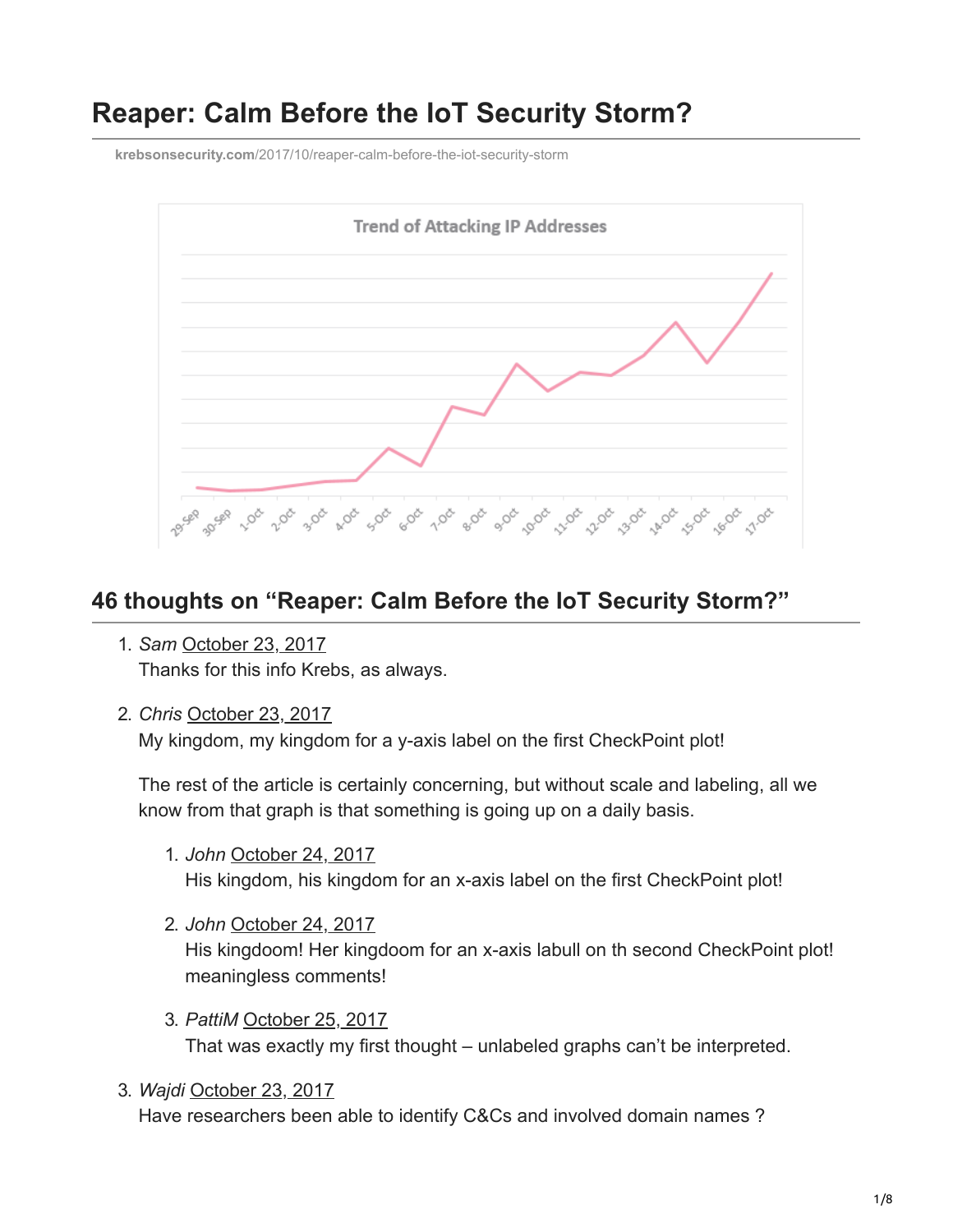# Reaper: Calm Before the IoT Security Storm?

krebsonsecurity.com/2017/10/reaper-calm-before-the-iot-security-storm

## 46 thoughts on "Reaper: Calm Before the IoT Security Storm?"

1. *Sam* October 23, 2017

   Thanks for this info Krebs, as always.

2. *Chris* October 23, 2017

   My kingdom, my kingdom for a y-axis label on the first CheckPoint plot!

   The rest of the article is certainly concerning, but without scale and labeling, all we know from that graph is that something is going up on a daily basis.

   1. *John* October 24, 2017

      His kingdom, his kingdom for an x-axis label on the first CheckPoint plot!

   2. *John* October 24, 2017

      His kingdoom! Her kingdoom for an x-axis labull on th second CheckPoint plot! meaningless comments!

   3. *PattiM* October 25, 2017

      That was exactly my first thought – unlabeled graphs can't be interpreted.

3. *Wajdi* October 23, 2017

   Have researchers been able to identify C&Cs and involved domain names ?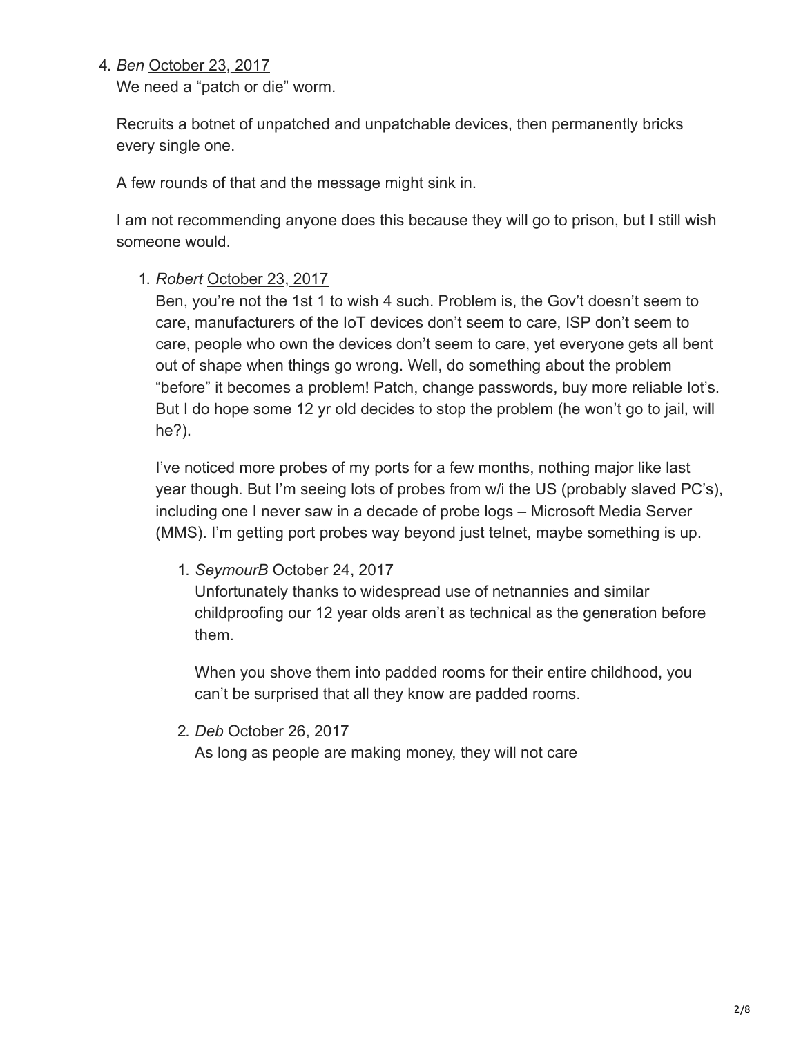4. *Ben* October 23, 2017

   We need a "patch or die" worm.

   Recruits a botnet of unpatched and unpatchable devices, then permanently bricks every single one.

   A few rounds of that and the message might sink in.

   I am not recommending anyone does this because they will go to prison, but I still wish someone would.

   1. *Robert* October 23, 2017

      Ben, you're not the 1st 1 to wish 4 such. Problem is, the Gov't doesn't seem to care, manufacturers of the IoT devices don't seem to care, ISP don't seem to care, people who own the devices don't seem to care, yet everyone gets all bent out of shape when things go wrong. Well, do something about the problem "before" it becomes a problem! Patch, change passwords, buy more reliable Iot's. But I do hope some 12 yr old decides to stop the problem (he won't go to jail, will he?).

      I've noticed more probes of my ports for a few months, nothing major like last year though. But I'm seeing lots of probes from w/i the US (probably slaved PC's), including one I never saw in a decade of probe logs – Microsoft Media Server (MMS). I'm getting port probes way beyond just telnet, maybe something is up.

      1. *SeymourB* October 24, 2017

         Unfortunately thanks to widespread use of netnannies and similar childproofing our 12 year olds aren't as technical as the generation before them.

         When you shove them into padded rooms for their entire childhood, you can't be surprised that all they know are padded rooms.

      2. *Deb* October 26, 2017

         As long as people are making money, they will not care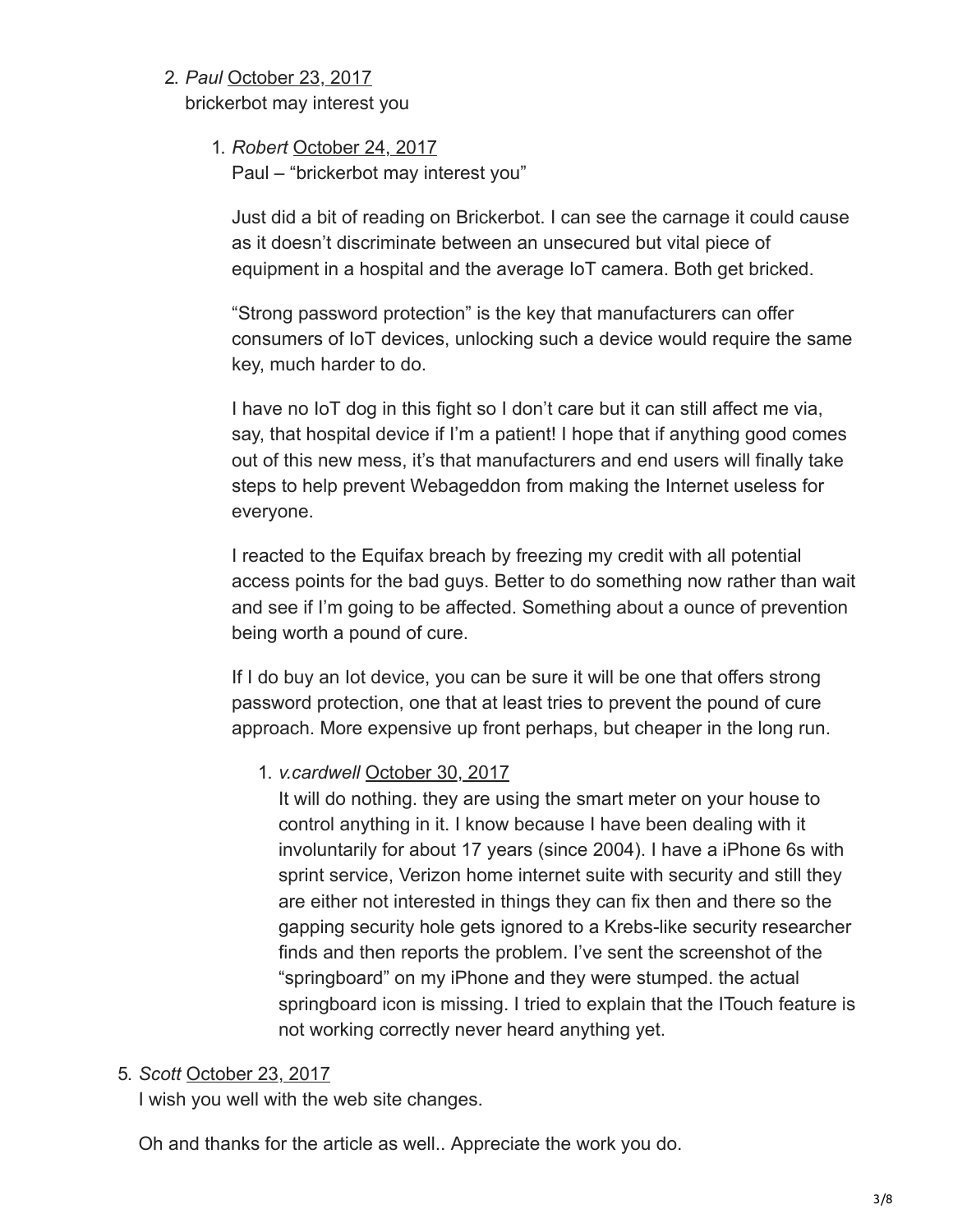2. *Paul* October 23, 2017
   brickerbot may interest you

    1. *Robert* October 24, 2017
       Paul – "brickerbot may interest you"

       Just did a bit of reading on Brickerbot. I can see the carnage it could cause as it doesn't discriminate between an unsecured but vital piece of equipment in a hospital and the average IoT camera. Both get bricked.

       "Strong password protection" is the key that manufacturers can offer consumers of IoT devices, unlocking such a device would require the same key, much harder to do.

       I have no IoT dog in this fight so I don't care but it can still affect me via, say, that hospital device if I'm a patient! I hope that if anything good comes out of this new mess, it's that manufacturers and end users will finally take steps to help prevent Webageddon from making the Internet useless for everyone.

       I reacted to the Equifax breach by freezing my credit with all potential access points for the bad guys. Better to do something now rather than wait and see if I'm going to be affected. Something about a ounce of prevention being worth a pound of cure.

       If I do buy an Iot device, you can be sure it will be one that offers strong password protection, one that at least tries to prevent the pound of cure approach. More expensive up front perhaps, but cheaper in the long run.

        1. *v.cardwell* October 30, 2017
           It will do nothing. they are using the smart meter on your house to control anything in it. I know because I have been dealing with it involuntarily for about 17 years (since 2004). I have a iPhone 6s with sprint service, Verizon home internet suite with security and still they are either not interested in things they can fix then and there so the gapping security hole gets ignored to a Krebs-like security researcher finds and then reports the problem. I've sent the screenshot of the "springboard" on my iPhone and they were stumped. the actual springboard icon is missing. I tried to explain that the ITouch feature is not working correctly never heard anything yet.

5. *Scott* October 23, 2017
   I wish you well with the web site changes.

   Oh and thanks for the article as well.. Appreciate the work you do.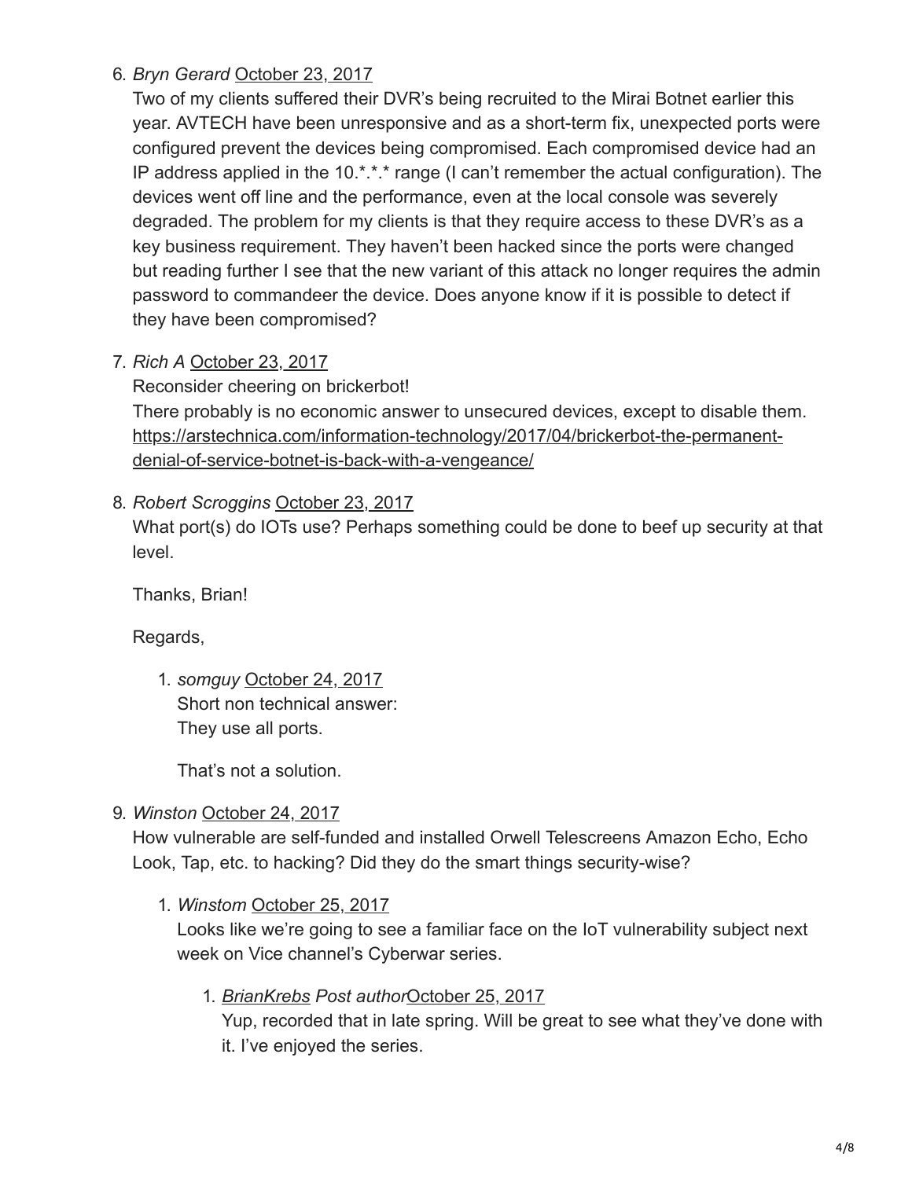6. *Bryn Gerard* October 23, 2017

   Two of my clients suffered their DVR's being recruited to the Mirai Botnet earlier this year. AVTECH have been unresponsive and as a short-term fix, unexpected ports were configured prevent the devices being compromised. Each compromised device had an IP address applied in the 10.*.*.* range (I can't remember the actual configuration). The devices went off line and the performance, even at the local console was severely degraded. The problem for my clients is that they require access to these DVR's as a key business requirement. They haven't been hacked since the ports were changed but reading further I see that the new variant of this attack no longer requires the admin password to commandeer the device. Does anyone know if it is possible to detect if they have been compromised?

7. *Rich A* October 23, 2017

   Reconsider cheering on brickerbot!

   There probably is no economic answer to unsecured devices, except to disable them.
   https://arstechnica.com/information-technology/2017/04/brickerbot-the-permanent-denial-of-service-botnet-is-back-with-a-vengeance/

8. *Robert Scroggins* October 23, 2017

   What port(s) do IOTs use? Perhaps something could be done to beef up security at that level.

   Thanks, Brian!

   Regards,

   1. *somguy* October 24, 2017

      Short non technical answer:
      They use all ports.

      That's not a solution.

9. *Winston* October 24, 2017

   How vulnerable are self-funded and installed Orwell Telescreens Amazon Echo, Echo Look, Tap, etc. to hacking? Did they do the smart things security-wise?

   1. *Winstom* October 25, 2017

      Looks like we're going to see a familiar face on the IoT vulnerability subject next week on Vice channel's Cyberwar series.

      1. *BrianKrebs* *Post author* October 25, 2017

         Yup, recorded that in late spring. Will be great to see what they've done with it. I've enjoyed the series.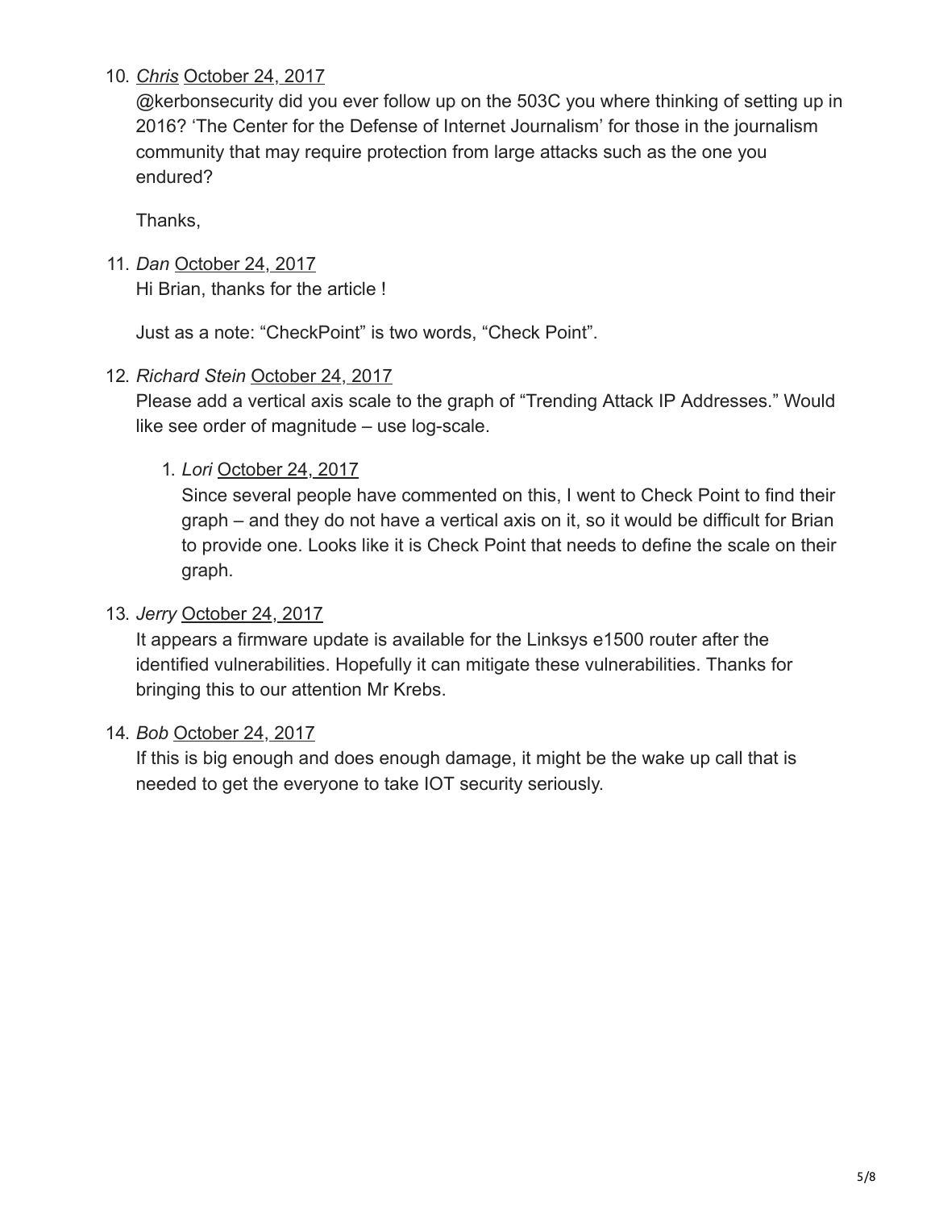10. *Chris* October 24, 2017

    @kerbonsecurity did you ever follow up on the 503C you where thinking of seting up in 2016? 'The Center for the Defense of Internet Journalism' for those in the journalism community that may require protection from large attacks such as the one you endured?

    Thanks,

11. *Dan* October 24, 2017

    Hi Brian, thanks for the article !

    Just as a note: "CheckPoint" is two words, "Check Point".

12. *Richard Stein* October 24, 2017

    Please add a vertical axis scale to the graph of "Trending Attack IP Addresses." Would like see order of magnitude – use log-scale.

    1. *Lori* October 24, 2017

       Since several people have commented on this, I went to Check Point to find their graph – and they do not have a vertical axis on it, so it would be difficult for Brian to provide one. Looks like it is Check Point that needs to define the scale on their graph.

13. *Jerry* October 24, 2017

    It appears a firmware update is available for the Linksys e1500 router after the identified vulnerabilities. Hopefully it can mitigate these vulnerabilities. Thanks for bringing this to our attention Mr Krebs.

14. *Bob* October 24, 2017

    If this is big enough and does enough damage, it might be the wake up call that is needed to get the everyone to take IOT security seriously.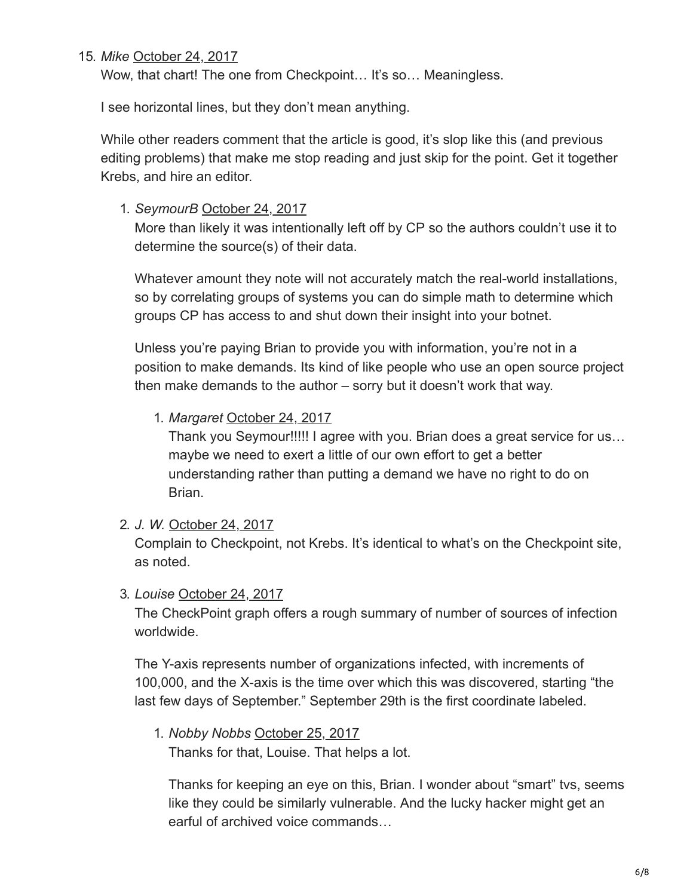15. *Mike* October 24, 2017

    Wow, that chart! The one from Checkpoint… It's so… Meaningless.

    I see horizontal lines, but they don't mean anything.

    While other readers comment that the article is good, it's slop like this (and previous editing problems) that make me stop reading and just skip for the point. Get it together Krebs, and hire an editor.

    1. *SeymourB* October 24, 2017

       More than likely it was intentionally left off by CP so the authors couldn't use it to determine the source(s) of their data.

       Whatever amount they note will not accurately match the real-world installations, so by correlating groups of systems you can do simple math to determine which groups CP has access to and shut down their insight into your botnet.

       Unless you're paying Brian to provide you with information, you're not in a position to make demands. Its kind of like people who use an open source project then make demands to the author – sorry but it doesn't work that way.

       1. *Margaret* October 24, 2017

          Thank you Seymour!!!!! I agree with you. Brian does a great service for us… maybe we need to exert a little of our own effort to get a better understanding rather than putting a demand we have no right to do on Brian.

    2. *J. W.* October 24, 2017

       Complain to Checkpoint, not Krebs. It's identical to what's on the Checkpoint site, as noted.

    3. *Louise* October 24, 2017

       The CheckPoint graph offers a rough summary of number of sources of infection worldwide.

       The Y-axis represents number of organizations infected, with increments of 100,000, and the X-axis is the time over which this was discovered, starting "the last few days of September." September 29th is the first coordinate labeled.

       1. *Nobby Nobbs* October 25, 2017

          Thanks for that, Louise. That helps a lot.

          Thanks for keeping an eye on this, Brian. I wonder about "smart" tvs, seems like they could be similarly vulnerable. And the lucky hacker might get an earful of archived voice commands…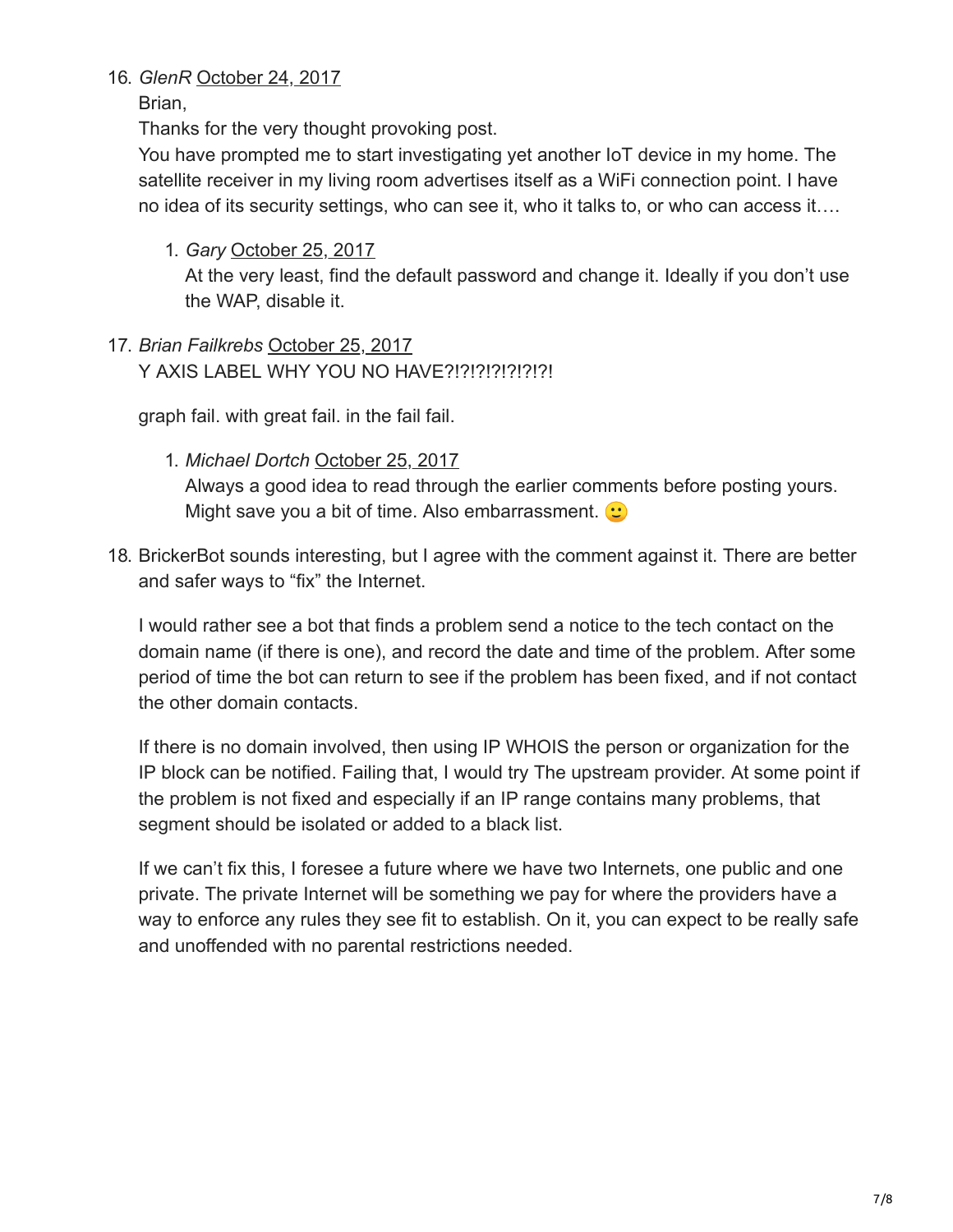16. *GlenR* October 24, 2017

    Brian,

    Thanks for the very thought provoking post.

    You have prompted me to start investigating yet another IoT device in my home. The satellite receiver in my living room advertises itself as a WiFi connection point. I have no idea of its security settings, who can see it, who it talks to, or who can access it….

    1. *Gary* October 25, 2017

       At the very least, find the default password and change it. Ideally if you don't use the WAP, disable it.

17. *Brian Failkrebs* October 25, 2017

    Y AXIS LABEL WHY YOU NO HAVE?!?!?!?!?!?!?!

    graph fail. with great fail. in the fail fail.

    1. *Michael Dortch* October 25, 2017

       Always a good idea to read through the earlier comments before posting yours. Might save you a bit of time. Also embarrassment. 🙂

18. BrickerBot sounds interesting, but I agree with the comment against it. There are better and safer ways to "fix" the Internet.

    I would rather see a bot that finds a problem send a notice to the tech contact on the domain name (if there is one), and record the date and time of the problem. After some period of time the bot can return to see if the problem has been fixed, and if not contact the other domain contacts.

    If there is no domain involved, then using IP WHOIS the person or organization for the IP block can be notified. Failing that, I would try The upstream provider. At some point if the problem is not fixed and especially if an IP range contains many problems, that segment should be isolated or added to a black list.

    If we can't fix this, I foresee a future where we have two Internets, one public and one private. The private Internet will be something we pay for where the providers have a way to enforce any rules they see fit to establish. On it, you can expect to be really safe and unoffended with no parental restrictions needed.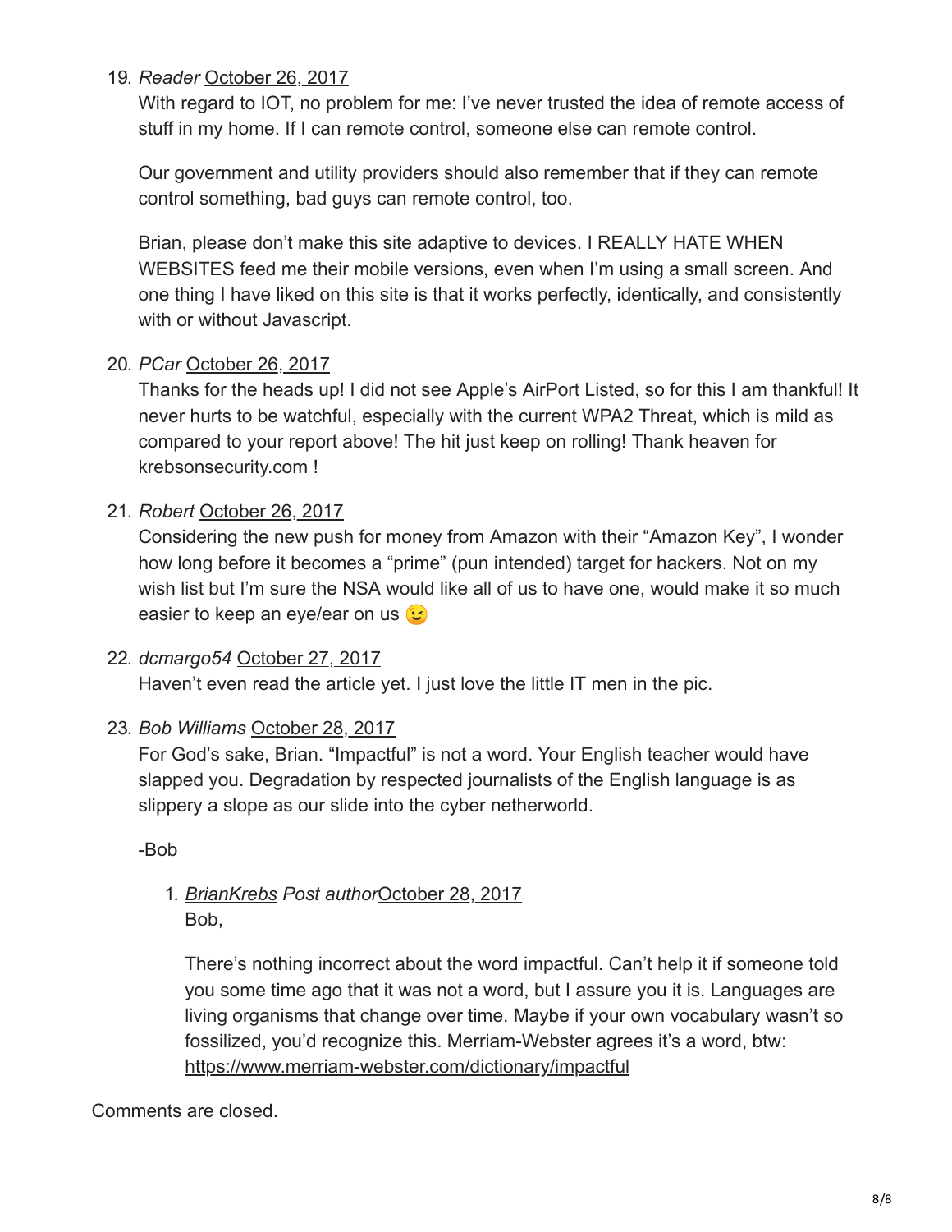19. *Reader* October 26, 2017

    With regard to IOT, no problem for me: I've never trusted the idea of remote access of stuff in my home. If I can remote control, someone else can remote control.

    Our government and utility providers should also remember that if they can remote control something, bad guys can remote control, too.

    Brian, please don't make this site adaptive to devices. I REALLY HATE WHEN WEBSITES feed me their mobile versions, even when I'm using a small screen. And one thing I have liked on this site is that it works perfectly, identically, and consistently with or without Javascript.

20. *PCar* October 26, 2017

    Thanks for the heads up! I did not see Apple's AirPort Listed, so for this I am thankful! It never hurts to be watchful, especially with the current WPA2 Threat, which is mild as compared to your report above! The hit just keep on rolling! Thank heaven for krebsonsecurity.com !

21. *Robert* October 26, 2017

    Considering the new push for money from Amazon with their "Amazon Key", I wonder how long before it becomes a "prime" (pun intended) target for hackers. Not on my wish list but I'm sure the NSA would like all of us to have one, would make it so much easier to keep an eye/ear on us 😉

22. *dcmargo54* October 27, 2017

    Haven't even read the article yet. I just love the little IT men in the pic.

23. *Bob Williams* October 28, 2017

    For God's sake, Brian. "Impactful" is not a word. Your English teacher would have slapped you. Degradation by respected journalists of the English language is as slippery a slope as our slide into the cyber netherworld.

    -Bob

    1. *BrianKrebs* *Post author* October 28, 2017

       Bob,

       There's nothing incorrect about the word impactful. Can't help it if someone told you some time ago that it was not a word, but I assure you it is. Languages are living organisms that change over time. Maybe if your own vocabulary wasn't so fossilized, you'd recognize this. Merriam-Webster agrees it's a word, btw: https://www.merriam-webster.com/dictionary/impactful

Comments are closed.